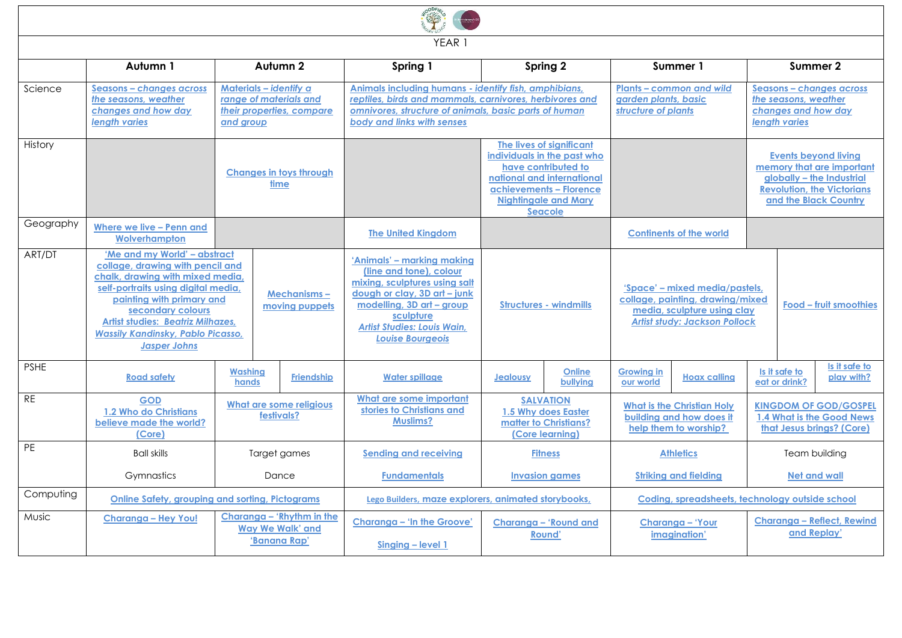YEAR 1

| | Autumn 1 | Autumn 2 | Spring 1 | Spring 2 | Summer 1 | Summer 2 |
|---|---|---|---|---|---|---|
| Science | *Seasons – changes across the seasons, weather changes and how day length varies* | *Materials – identify a range of materials and their properties, compare and group* | *Animals including humans - identify fish, amphibians, reptiles, birds and mammals, carnivores, herbivores and omnivores, structure of animals, basic parts of human body and links with senses* | | *Plants – common and wild garden plants, basic structure of plants* | *Seasons – changes across the seasons, weather changes and how day length varies* |
| History | | Changes in toys through time | | The lives of significant individuals in the past who have contributed to national and international achievements – Florence Nightingale and Mary Seacole | | Events beyond living memory that are important globally – the Industrial Revolution, the Victorians and the Black Country |
| Geography | Where we live – Penn and Wolverhampton | | The United Kingdom | | Continents of the world | |
| ART/DT | 'Me and my World' – abstract collage, drawing with pencil and chalk, drawing with mixed media, self-portraits using digital media, painting with primary and secondary colours Artist studies: *Beatriz Milhazes, Wassily Kandinsky, Pablo Picasso, Jasper Johns*; Mechanisms – moving puppets | | 'Animals' – marking making (line and tone), colour mixing, sculptures using salt dough or clay, 3D art – junk modelling, 3D art – group sculpture *Artist Studies: Louis Wain, Louise Bourgeois* | Structures - windmills | 'Space' – mixed media/pastels, collage, painting, drawing/mixed media, sculpture using clay *Artist study: Jackson Pollock* | Food – fruit smoothies |
| PSHE | Road safety | Washing hands; Friendship | Water spillage | Jealousy; Online bullying | Growing in our world; Hoax calling | Is it safe to eat or drink?; Is it safe to play with? |
| RE | GOD 1.2 Who do Christians believe made the world? (Core) | What are some religious festivals? | What are some important stories to Christians and Muslims? | SALVATION 1.5 Why does Easter matter to Christians? (Core learning) | What is the Christian Holy building and how does it help them to worship? | KINGDOM OF GOD/GOSPEL 1.4 What is the Good News that Jesus brings? (Core) |
| PE | Ball skills<br>Gymnastics | Target games<br>Dance | Sending and receiving<br>Fundamentals | Fitness<br>Invasion games | Athletics<br>Striking and fielding | Team building<br>Net and wall |
| Computing | Online Safety, grouping and sorting, Pictograms | | Lego Builders, maze explorers, animated storybooks, | | Coding, spreadsheets, technology outside school | |
| Music | Charanga – Hey You! | Charanga – 'Rhythm in the Way We Walk' and 'Banana Rap' | Charanga – 'In the Groove'<br>Singing – level 1 | Charanga – 'Round and Round' | Charanga – 'Your imagination' | Charanga – Reflect, Rewind and Replay' |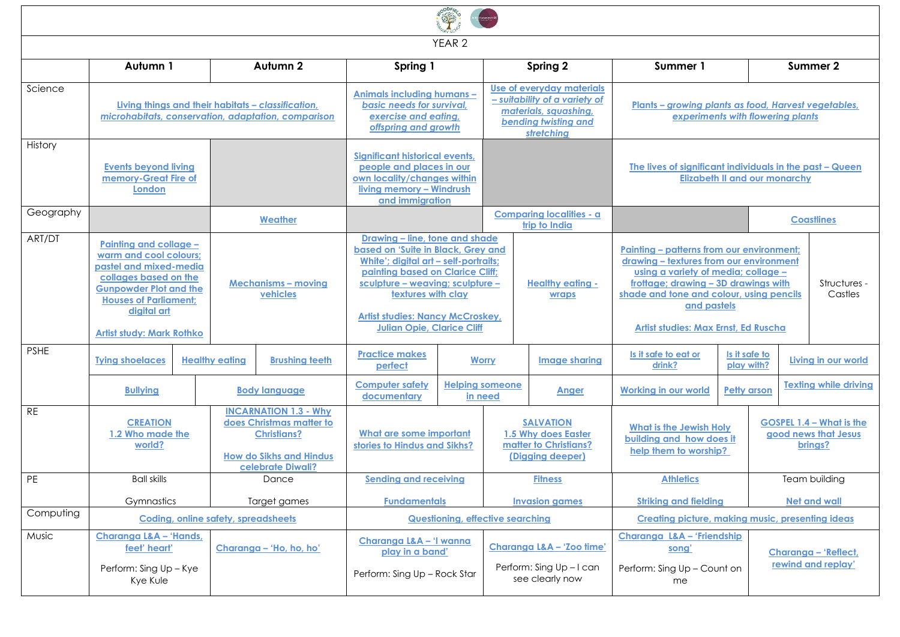YEAR 2

| | Autumn 1 | Autumn 2 | Spring 1 | Spring 2 | Summer 1 | Summer 2 |
|---|---|---|---|---|---|---|
| Science | Living things and their habitats – *classification, microhabitats, conservation, adaptation, comparison* | | Animals including humans – *basic needs for survival, exercise and eating, offspring and growth* | Use of everyday materials – *suitability of a variety of materials, squashing, bending twisting and stretching* | Plants – *growing plants as food, Harvest vegetables, experiments with flowering plants* | |
| History | Events beyond living memory-Great Fire of London | | Significant historical events, people and places in our own locality/changes within living memory – Windrush and immigration | | The lives of significant individuals in the past – Queen Elizabeth II and our monarchy | |
| Geography | | Weather | | Comparing localities - a trip to India | | Coastlines |
| ART/DT | Painting and collage – warm and cool colours; pastel and mixed-media collages based on the Gunpowder Plot and the Houses of Parliament; digital art<br><br>Artist study: Mark Rothko | Mechanisms – moving vehicles | Drawing – line, tone and shade based on 'Suite in Black, Grey and White'; digital art – self-portraits; painting based on Clarice Cliff; sculpture – weaving; sculpture – textures with clay<br><br>Artist studies: Nancy McCroskey, Julian Opie, Clarice Cliff | Healthy eating - wraps | Painting – patterns from our environment; drawing – textures from our environment using a variety of media; collage – frottage; drawing – 3D drawings with shade and tone and colour, using pencils and pastels<br><br>Artist studies: Max Ernst, Ed Ruscha | Structures - Castles |
| PSHE | Tying shoelaces; Healthy eating; Brushing teeth<br><br>Bullying | Body language | Practice makes perfect; Worry<br><br>Computer safety documentary; Helping someone in need | Image sharing<br><br>Anger | Is it safe to eat or drink?; Is it safe to play with?<br><br>Working in our world; Petty arson | Living in our world<br><br>Texting while driving |
| RE | CREATION<br>1.2 Who made the world? | INCARNATION 1.3 - Why does Christmas matter to Christians?<br><br>How do Sikhs and Hindus celebrate Diwali? | What are some important stories to Hindus and Sikhs? | SALVATION<br>1.5 Why does Easter matter to Christians? (Digging deeper) | What is the Jewish Holy building and how does it help them to worship? | GOSPEL 1.4 – What is the good news that Jesus brings? |
| PE | Ball skills<br><br>Gymnastics | Dance<br><br>Target games | Sending and receiving<br><br>Fundamentals | Fitness<br><br>Invasion games | Athletics<br><br>Striking and fielding | Team building<br><br>Net and wall |
| Computing | Coding, online safety, spreadsheets | | Questioning, effective searching | | Creating picture, making music, presenting ideas | |
| Music | Charanga L&A – 'Hands, feet' heart'<br><br>Perform: Sing Up – Kye Kye Kule | Charanga – 'Ho, ho, ho' | Charanga L&A – 'I wanna play in a band'<br><br>Perform: Sing Up – Rock Star | Charanga L&A – 'Zoo time'<br><br>Perform: Sing Up – I can see clearly now | Charanga L&A – 'Friendship song'<br><br>Perform: Sing Up – Count on me | Charanga – 'Reflect, rewind and replay' |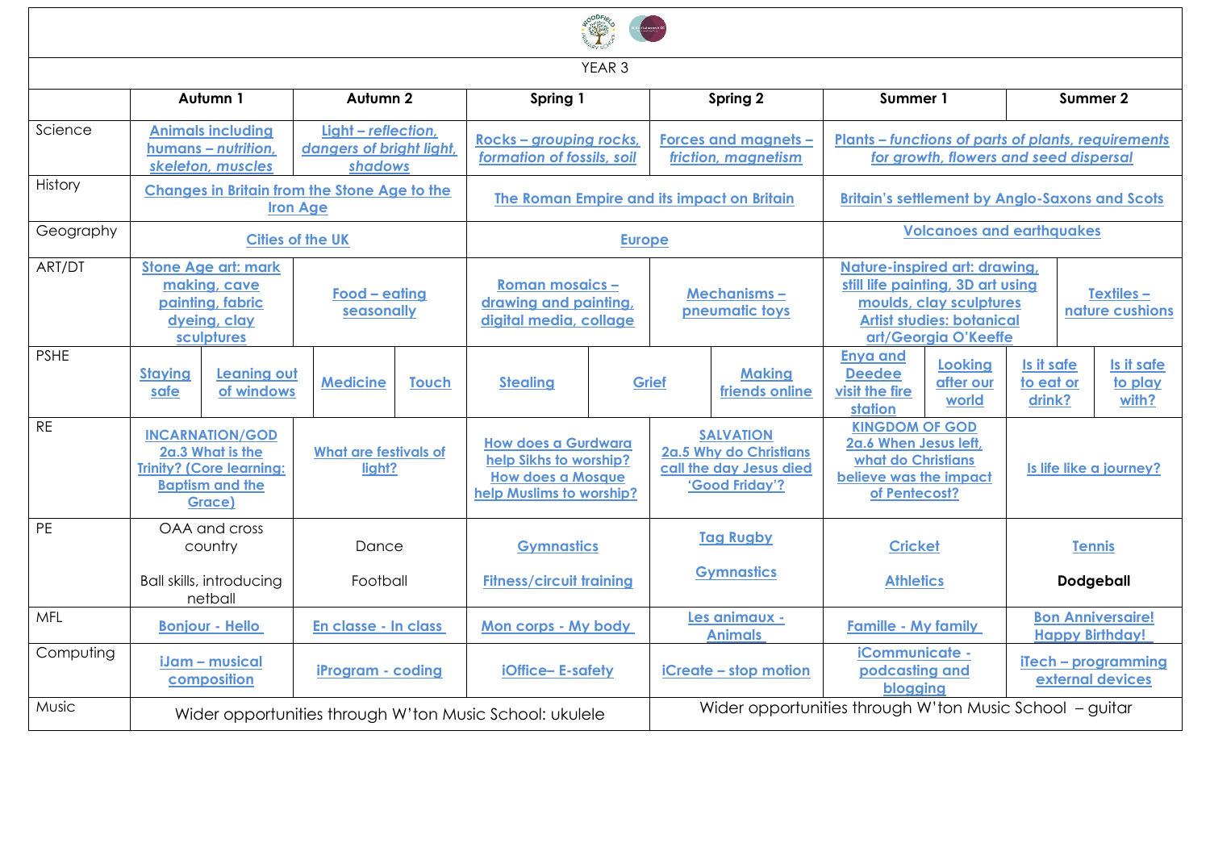YEAR 3

| | Autumn 1 | Autumn 2 | Spring 1 | Spring 2 | Summer 1 | Summer 2 |
|---|---|---|---|---|---|---|
| Science | Animals including humans – *nutrition, skeleton, muscles* | Light – *reflection, dangers of bright light, shadows* | Rocks – *grouping rocks, formation of fossils, soil* | Forces and magnets – *friction, magnetism* | Plants – *functions of parts of plants, requirements for growth, flowers and seed dispersal* | |
| History | Changes in Britain from the Stone Age to the Iron Age | | The Roman Empire and its impact on Britain | | Britain's settlement by Anglo-Saxons and Scots | |
| Geography | Cities of the UK | | Europe | | Volcanoes and earthquakes | |
| ART/DT | Stone Age art: mark making, cave painting, fabric dyeing, clay sculptures | Food – eating seasonally | Roman mosaics – drawing and painting, digital media, collage | Mechanisms – pneumatic toys | Nature-inspired art: drawing, still life painting, 3D art using moulds, clay sculptures Artist studies: botanical art/Georgia O'Keeffe | Textiles – nature cushions |
| PSHE | Staying safe; Leaning out of windows | Medicine; Touch | Stealing; Grief | Grief; Making friends online | Enya and Deedee visit the fire station; Looking after our world | Is it safe to eat or drink?; Is it safe to play with? |
| RE | INCARNATION/GOD 2a.3 What is the Trinity? (Core learning: Baptism and the Grace) | What are festivals of light? | How does a Gurdwara help Sikhs to worship? How does a Mosque help Muslims to worship? | SALVATION 2a.5 Why do Christians call the day Jesus died 'Good Friday'? | KINGDOM OF GOD 2a.6 When Jesus left, what do Christians believe was the impact of Pentecost? | Is life like a journey? |
| PE | OAA and cross country<br>Ball skills, introducing netball | Dance<br>Football | Gymnastics<br>Fitness/circuit training | Tag Rugby<br>Gymnastics | Cricket<br>Athletics | Tennis<br>**Dodgeball** |
| MFL | Bonjour - Hello | En classe - In class | Mon corps - My body | Les animaux - Animals | Famille - My family | Bon Anniversaire! Happy Birthday! |
| Computing | iJam – musical composition | iProgram - coding | iOffice– E-safety | iCreate – stop motion | iCommunicate - podcasting and blogging | iTech – programming external devices |
| Music | Wider opportunities through W'ton Music School: ukulele | | | Wider opportunities through W'ton Music School – guitar | | |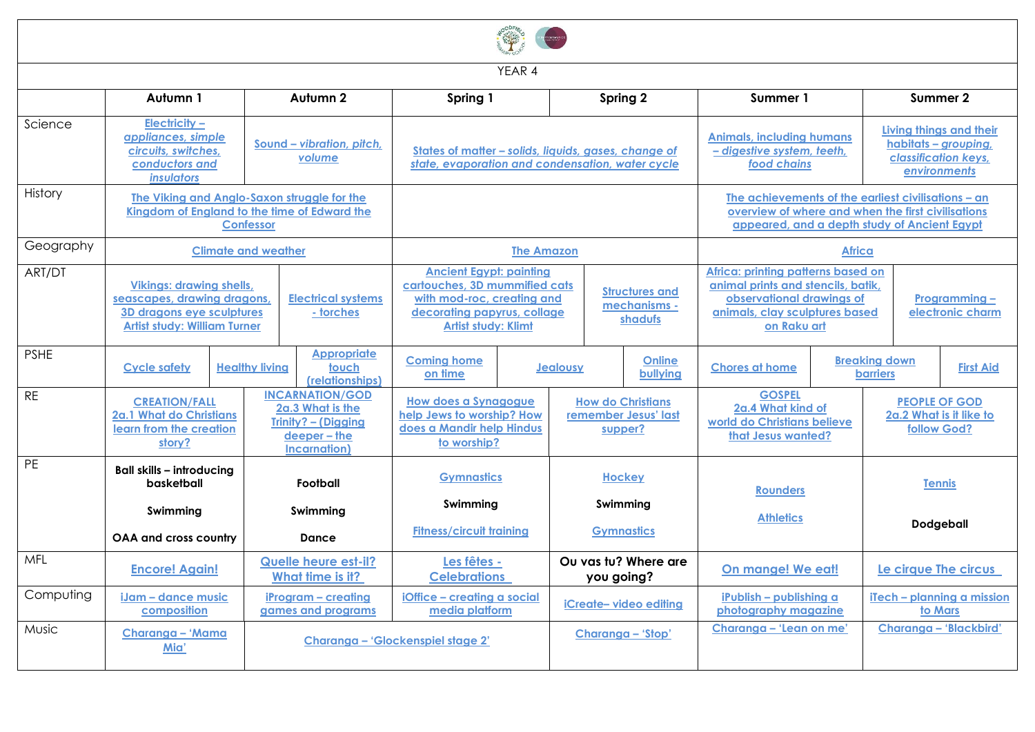YEAR 4

| | Autumn 1 | Autumn 2 | Spring 1 | Spring 2 | Summer 1 | Summer 2 |
|---|---|---|---|---|---|---|
| Science | Electricity – appliances, simple circuits, switches, conductors and insulators | Sound – *vibration, pitch, volume* | States of matter – *solids, liquids, gases, change of state, evaporation and condensation, water cycle* | | Animals, including humans – *digestive system, teeth, food chains* | Living things and their habitats – *grouping, classification keys, environments* |
| History | The Viking and Anglo-Saxon struggle for the Kingdom of England to the time of Edward the Confessor | | | | The achievements of the earliest civilisations – an overview of where and when the first civilisations appeared, and a depth study of Ancient Egypt | |
| Geography | Climate and weather | | The Amazon | | Africa | |
| ART/DT | Vikings: drawing shells, seascapes, drawing dragons, 3D dragons eye sculptures Artist study: William Turner | Electrical systems - torches | Ancient Egypt: painting cartouches, 3D mummified cats with mod-roc, creating and decorating papyrus, collage Artist study: Klimt | Structures and mechanisms - shadufs | Africa: printing patterns based on animal prints and stencils, batik, observational drawings of animals, clay sculptures based on Raku art | Programming – electronic charm |
| PSHE | Cycle safety / Healthy living | Appropriate touch (relationships) | Coming home on time / Jealousy | Online bullying | Chores at home / Breaking down barriers | First Aid |
| RE | CREATION/FALL 2a.1 What do Christians learn from the creation story? | INCARNATION/GOD 2a.3 What is the Trinity? – (Digging deeper – the Incarnation) | How does a Synagogue help Jews to worship? How does a Mandir help Hindus to worship? | How do Christians remember Jesus' last supper? | GOSPEL 2a.4 What kind of world do Christians believe that Jesus wanted? | PEOPLE OF GOD 2a.2 What is it like to follow God? |
| PE | **Ball skills – introducing basketball** **Swimming** **OAA and cross country** | **Football** **Swimming** **Dance** | Gymnastics **Swimming** Fitness/circuit training | Hockey **Swimming** Gymnastics | Rounders Athletics | Tennis **Dodgeball** |
| MFL | Encore! Again! | Quelle heure est-il? What time is it? | Les fêtes - Celebrations | **Ou vas tu? Where are you going?** | On mange! We eat! | Le cirque The circus |
| Computing | iJam – dance music composition | iProgram – creating games and programs | iOffice – creating a social media platform | iCreate– video editing | iPublish – publishing a photography magazine | iTech – planning a mission to Mars |
| Music | Charanga – 'Mama Mia' | Charanga – 'Glockenspiel stage 2' | | Charanga – 'Stop' | Charanga – 'Lean on me' | Charanga – 'Blackbird' |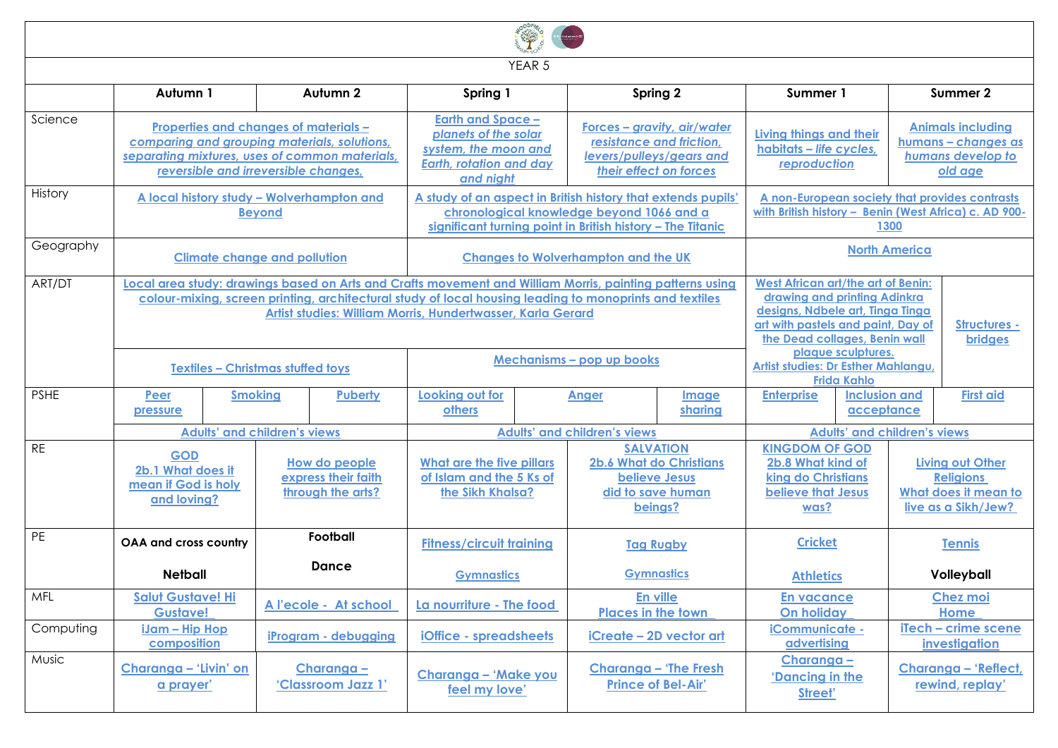# YEAR 5

| | Autumn 1 | Autumn 2 | Spring 1 | Spring 2 | Summer 1 | Summer 2 |
|---|---|---|---|---|---|---|
| Science | Properties and changes of materials – *comparing and grouping materials, solutions, separating mixtures, uses of common materials, reversible and irreversible changes,* | | Earth and Space – *planets of the solar system, the moon and Earth, rotation and day and night* | Forces – *gravity, air/water resistance and friction, levers/pulleys/gears and their effect on forces* | Living things and their habitats – *life cycles, reproduction* | Animals including humans – *changes as humans develop to old age* |
| History | A local history study – Wolverhampton and Beyond | | A study of an aspect in British history that extends pupils' chronological knowledge beyond 1066 and a significant turning point in British history – The Titanic | | A non-European society that provides contrasts with British history – Benin (West Africa) c. AD 900-1300 | |
| Geography | Climate change and pollution | | Changes to Wolverhampton and the UK | | North America | |
| ART/DT | Local area study: drawings based on Arts and Crafts movement and William Morris, painting patterns using colour-mixing, screen printing, architectural study of local housing leading to monoprints and textiles<br>Artist studies: William Morris, Hundertwasser, Karla Gerard | | | | West African art/the art of Benin: drawing and printing Adinkra designs, Ndbele art, Tinga Tinga art with pastels and paint, Day of the Dead collages, Benin wall plaque sculptures.<br>Artist studies: Dr Esther Mahlangu, Frida Kahlo | Structures - bridges |
| | Textiles – Christmas stuffed toys | | Mechanisms – pop up books | | | |
| PSHE | Peer pressure / Smoking | Puberty | Looking out for others / Anger | Image sharing | Enterprise / Inclusion and acceptance | First aid |
| | Adults' and children's views | | Adults' and children's views | | Adults' and children's views | |
| RE | GOD<br>2b.1 What does it mean if God is holy and loving? | How do people express their faith through the arts? | What are the five pillars of Islam and the 5 Ks of the Sikh Khalsa? | SALVATION<br>2b.6 What do Christians believe Jesus did to save human beings? | KINGDOM OF GOD<br>2b.8 What kind of king do Christians believe that Jesus was? | Living out Other Religions<br>What does it mean to live as a Sikh/Jew? |
| PE | **OAA and cross country**<br><br>**Netball** | **Football**<br><br>**Dance** | Fitness/circuit training<br><br>Gymnastics | Tag Rugby<br><br>Gymnastics | Cricket<br><br>Athletics | Tennis<br><br>**Volleyball** |
| MFL | Salut Gustave! Hi Gustave! | A l'ecole - At school | La nourriture - The food | En ville<br>Places in the town | En vacance<br>On holiday | Chez moi<br>Home |
| Computing | iJam – Hip Hop composition | iProgram - debugging | iOffice - spreadsheets | iCreate – 2D vector art | iCommunicate - advertising | iTech – crime scene investigation |
| Music | Charanga – 'Livin' on a prayer' | Charanga – 'Classroom Jazz 1' | Charanga – 'Make you feel my love' | Charanga – 'The Fresh Prince of Bel-Air' | Charanga – 'Dancing in the Street' | Charanga – 'Reflect, rewind, replay' |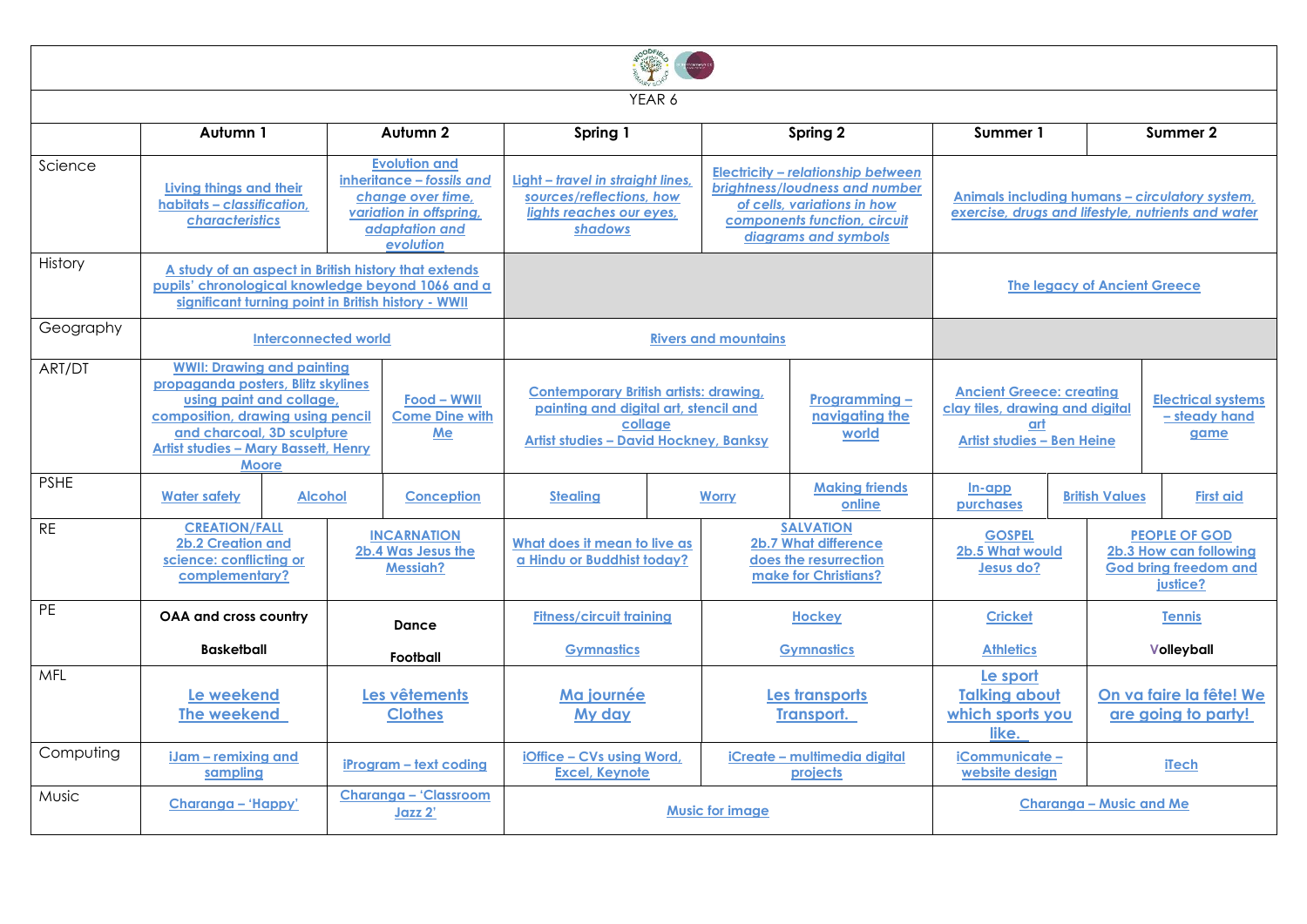YEAR 6

| | Autumn 1 | | Autumn 2 | Spring 1 | | Spring 2 | Summer 1 | Summer 2 |
|---|---|---|---|---|---|---|---|---|
| Science | Living things and their habitats – *classification, characteristics* | | Evolution and inheritance – *fossils and change over time, variation in offspring, adaptation and evolution* | Light – *travel in straight lines, sources/reflections, how lights reaches our eyes, shadows* | | Electricity – *relationship between brightness/loudness and number of cells, variations in how components function, circuit diagrams and symbols* | Animals including humans – *circulatory system, exercise, drugs and lifestyle, nutrients and water* | |
| History | A study of an aspect in British history that extends pupils' chronological knowledge beyond 1066 and a significant turning point in British history - WWII | | | | | | The legacy of Ancient Greece | |
| Geography | Interconnected world | | | Rivers and mountains | | | | |
| ART/DT | WWII: Drawing and painting propaganda posters, Blitz skylines using paint and collage, composition, drawing using pencil and charcoal, 3D sculpture Artist studies – Mary Bassett, Henry Moore | | Food – WWII Come Dine with Me | Contemporary British artists: drawing, painting and digital art, stencil and collage Artist studies – David Hockney, Banksy | | Programming – navigating the world | Ancient Greece: creating clay tiles, drawing and digital art Artist studies – Ben Heine | Electrical systems – steady hand game |
| PSHE | Water safety | Alcohol | Conception | Stealing | Worry | Making friends online | In-app purchases / British Values | First aid |
| RE | CREATION/FALL 2b.2 Creation and science: conflicting or complementary? | | INCARNATION 2b.4 Was Jesus the Messiah? | What does it mean to live as a Hindu or Buddhist today? | | SALVATION 2b.7 What difference does the resurrection make for Christians? | GOSPEL 2b.5 What would Jesus do? | PEOPLE OF GOD 2b.3 How can following God bring freedom and justice? |
| PE | OAA and cross country Basketball | | Dance Football | Fitness/circuit training Gymnastics | | Hockey Gymnastics | Cricket Athletics | Tennis Volleyball |
| MFL | Le weekend The weekend | | Les vêtements Clothes | Ma journée My day | | Les transports Transport. | Le sport Talking about which sports you like. | On va faire la fête! We are going to party! |
| Computing | iJam – remixing and sampling | | iProgram – text coding | iOffice – CVs using Word, Excel, Keynote | | iCreate – multimedia digital projects | iCommunicate – website design | iTech |
| Music | Charanga – 'Happy' | | Charanga – 'Classroom Jazz 2' | Music for image | | | Charanga – Music and Me | |